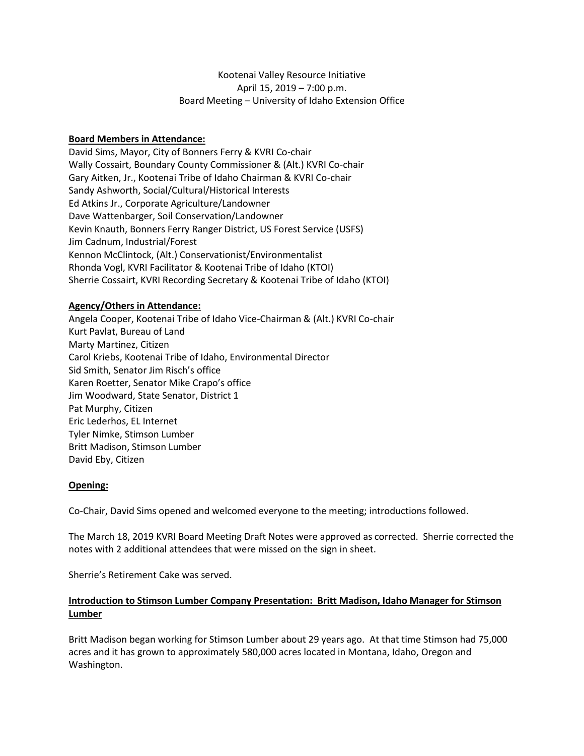Kootenai Valley Resource Initiative
April 15, 2019 – 7:00 p.m.
Board Meeting – University of Idaho Extension Office

**Board Members in Attendance:**

David Sims, Mayor, City of Bonners Ferry & KVRI Co-chair
Wally Cossairt, Boundary County Commissioner & (Alt.) KVRI Co-chair
Gary Aitken, Jr., Kootenai Tribe of Idaho Chairman & KVRI Co-chair
Sandy Ashworth, Social/Cultural/Historical Interests
Ed Atkins Jr., Corporate Agriculture/Landowner
Dave Wattenbarger, Soil Conservation/Landowner
Kevin Knauth, Bonners Ferry Ranger District, US Forest Service (USFS)
Jim Cadnum, Industrial/Forest
Kennon McClintock, (Alt.) Conservationist/Environmentalist
Rhonda Vogl, KVRI Facilitator & Kootenai Tribe of Idaho (KTOI)
Sherrie Cossairt, KVRI Recording Secretary & Kootenai Tribe of Idaho (KTOI)

**Agency/Others in Attendance:**

Angela Cooper, Kootenai Tribe of Idaho Vice-Chairman & (Alt.) KVRI Co-chair
Kurt Pavlat, Bureau of Land
Marty Martinez, Citizen
Carol Kriebs, Kootenai Tribe of Idaho, Environmental Director
Sid Smith, Senator Jim Risch's office
Karen Roetter, Senator Mike Crapo's office
Jim Woodward, State Senator, District 1
Pat Murphy, Citizen
Eric Lederhos, EL Internet
Tyler Nimke, Stimson Lumber
Britt Madison, Stimson Lumber
David Eby, Citizen

**Opening:**

Co-Chair, David Sims opened and welcomed everyone to the meeting; introductions followed.

The March 18, 2019 KVRI Board Meeting Draft Notes were approved as corrected. Sherrie corrected the notes with 2 additional attendees that were missed on the sign in sheet.

Sherrie's Retirement Cake was served.

**Introduction to Stimson Lumber Company Presentation: Britt Madison, Idaho Manager for Stimson Lumber**

Britt Madison began working for Stimson Lumber about 29 years ago. At that time Stimson had 75,000 acres and it has grown to approximately 580,000 acres located in Montana, Idaho, Oregon and Washington.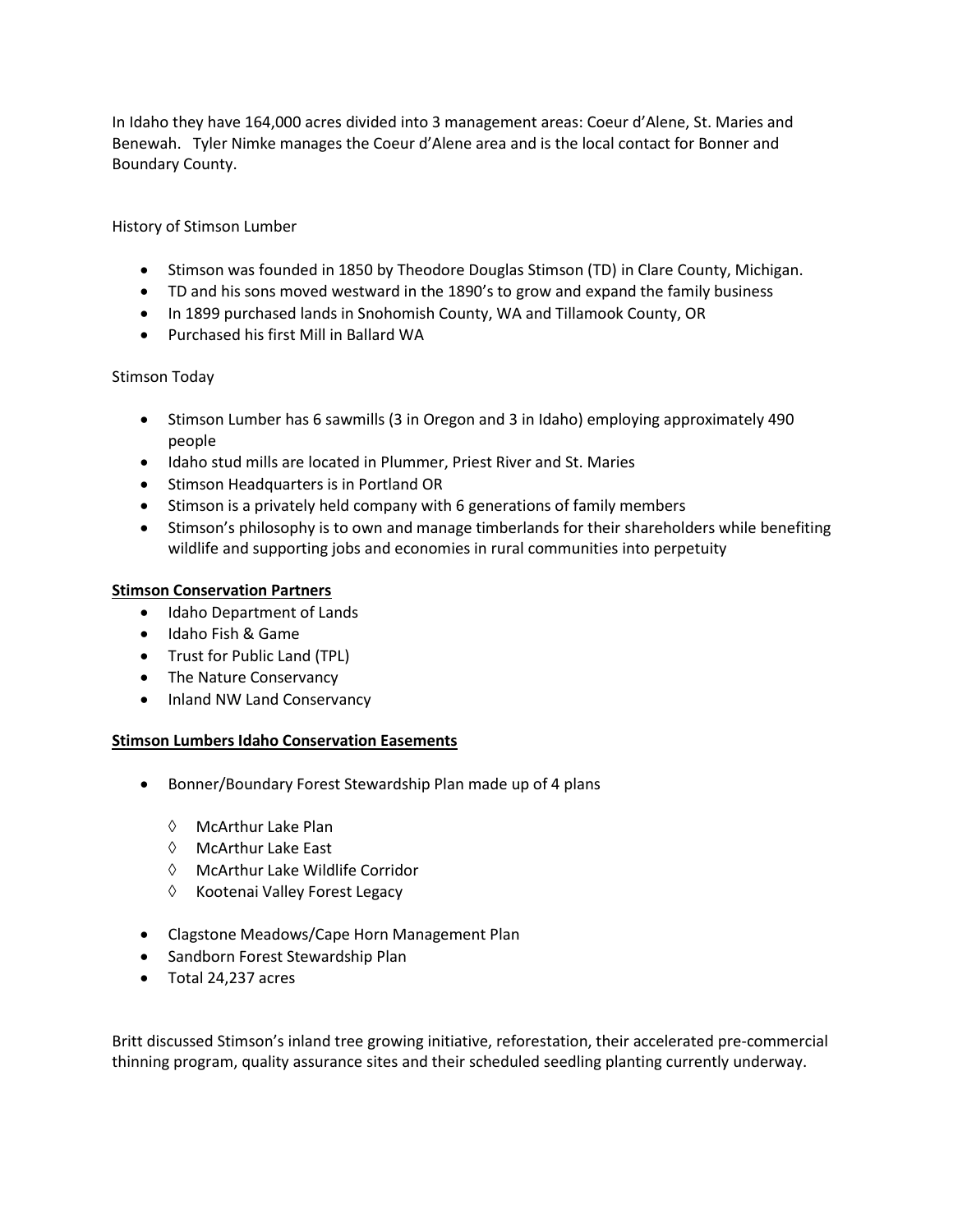In Idaho they have 164,000 acres divided into 3 management areas: Coeur d'Alene, St. Maries and Benewah. Tyler Nimke manages the Coeur d'Alene area and is the local contact for Bonner and Boundary County.

History of Stimson Lumber

- Stimson was founded in 1850 by Theodore Douglas Stimson (TD) in Clare County, Michigan.
- TD and his sons moved westward in the 1890's to grow and expand the family business
- In 1899 purchased lands in Snohomish County, WA and Tillamook County, OR
- Purchased his first Mill in Ballard WA

Stimson Today

- Stimson Lumber has 6 sawmills (3 in Oregon and 3 in Idaho) employing approximately 490 people
- Idaho stud mills are located in Plummer, Priest River and St. Maries
- Stimson Headquarters is in Portland OR
- Stimson is a privately held company with 6 generations of family members
- Stimson's philosophy is to own and manage timberlands for their shareholders while benefiting wildlife and supporting jobs and economies in rural communities into perpetuity

**<u>Stimson Conservation Partners</u>**

- Idaho Department of Lands
- Idaho Fish & Game
- Trust for Public Land (TPL)
- The Nature Conservancy
- Inland NW Land Conservancy

**<u>Stimson Lumbers Idaho Conservation Easements</u>**

- Bonner/Boundary Forest Stewardship Plan made up of 4 plans
  - ◊ McArthur Lake Plan
  - ◊ McArthur Lake East
  - ◊ McArthur Lake Wildlife Corridor
  - ◊ Kootenai Valley Forest Legacy
- Clagstone Meadows/Cape Horn Management Plan
- Sandborn Forest Stewardship Plan
- Total 24,237 acres

Britt discussed Stimson's inland tree growing initiative, reforestation, their accelerated pre-commercial thinning program, quality assurance sites and their scheduled seedling planting currently underway.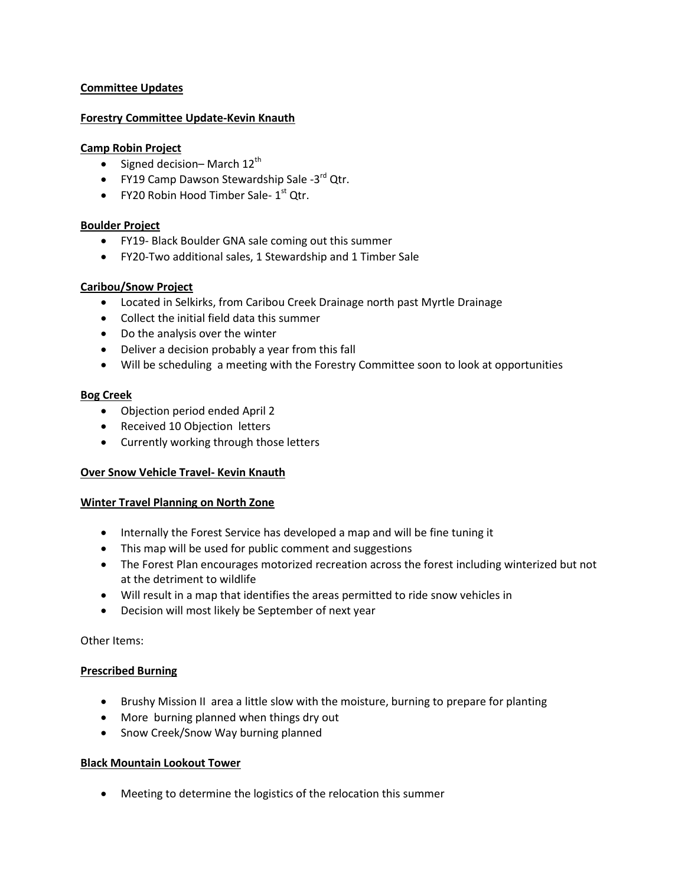**Committee Updates**

**Forestry Committee Update-Kevin Knauth**

**Camp Robin Project**

- Signed decision– March 12th
- FY19 Camp Dawson Stewardship Sale -3rd Qtr.
- FY20 Robin Hood Timber Sale- 1st Qtr.

**Boulder Project**

- FY19- Black Boulder GNA sale coming out this summer
- FY20-Two additional sales, 1 Stewardship and 1 Timber Sale

**Caribou/Snow Project**

- Located in Selkirks, from Caribou Creek Drainage north past Myrtle Drainage
- Collect the initial field data this summer
- Do the analysis over the winter
- Deliver a decision probably a year from this fall
- Will be scheduling a meeting with the Forestry Committee soon to look at opportunities

**Bog Creek**

- Objection period ended April 2
- Received 10 Objection letters
- Currently working through those letters

**Over Snow Vehicle Travel- Kevin Knauth**

**Winter Travel Planning on North Zone**

- Internally the Forest Service has developed a map and will be fine tuning it
- This map will be used for public comment and suggestions
- The Forest Plan encourages motorized recreation across the forest including winterized but not at the detriment to wildlife
- Will result in a map that identifies the areas permitted to ride snow vehicles in
- Decision will most likely be September of next year

Other Items:

**Prescribed Burning**

- Brushy Mission II area a little slow with the moisture, burning to prepare for planting
- More burning planned when things dry out
- Snow Creek/Snow Way burning planned

**Black Mountain Lookout Tower**

- Meeting to determine the logistics of the relocation this summer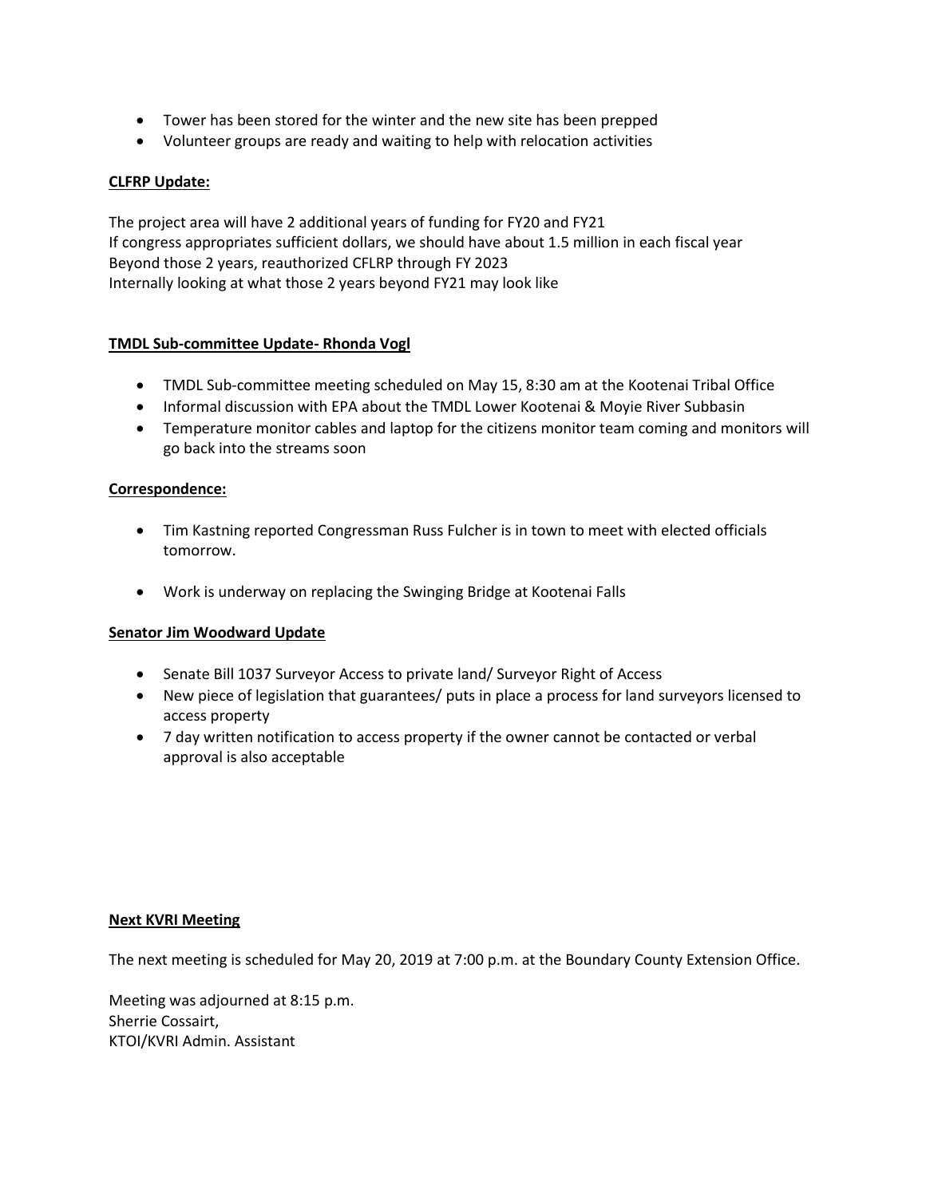- Tower has been stored for the winter and the new site has been prepped
- Volunteer groups are ready and waiting to help with relocation activities

**CLFRP Update:**

The project area will have 2 additional years of funding for FY20 and FY21
If congress appropriates sufficient dollars, we should have about 1.5 million in each fiscal year
Beyond those 2 years, reauthorized CFLRP through FY 2023
Internally looking at what those 2 years beyond FY21 may look like

**TMDL Sub-committee Update- Rhonda Vogl**

- TMDL Sub-committee meeting scheduled on May 15, 8:30 am at the Kootenai Tribal Office
- Informal discussion with EPA about the TMDL Lower Kootenai & Moyie River Subbasin
- Temperature monitor cables and laptop for the citizens monitor team coming and monitors will go back into the streams soon

**Correspondence:**

- Tim Kastning reported Congressman Russ Fulcher is in town to meet with elected officials tomorrow.
- Work is underway on replacing the Swinging Bridge at Kootenai Falls

**Senator Jim Woodward Update**

- Senate Bill 1037 Surveyor Access to private land/ Surveyor Right of Access
- New piece of legislation that guarantees/ puts in place a process for land surveyors licensed to access property
- 7 day written notification to access property if the owner cannot be contacted or verbal approval is also acceptable

**Next KVRI Meeting**

The next meeting is scheduled for May 20, 2019 at 7:00 p.m. at the Boundary County Extension Office.

Meeting was adjourned at 8:15 p.m.
Sherrie Cossairt,
KTOI/KVRI Admin. Assistant